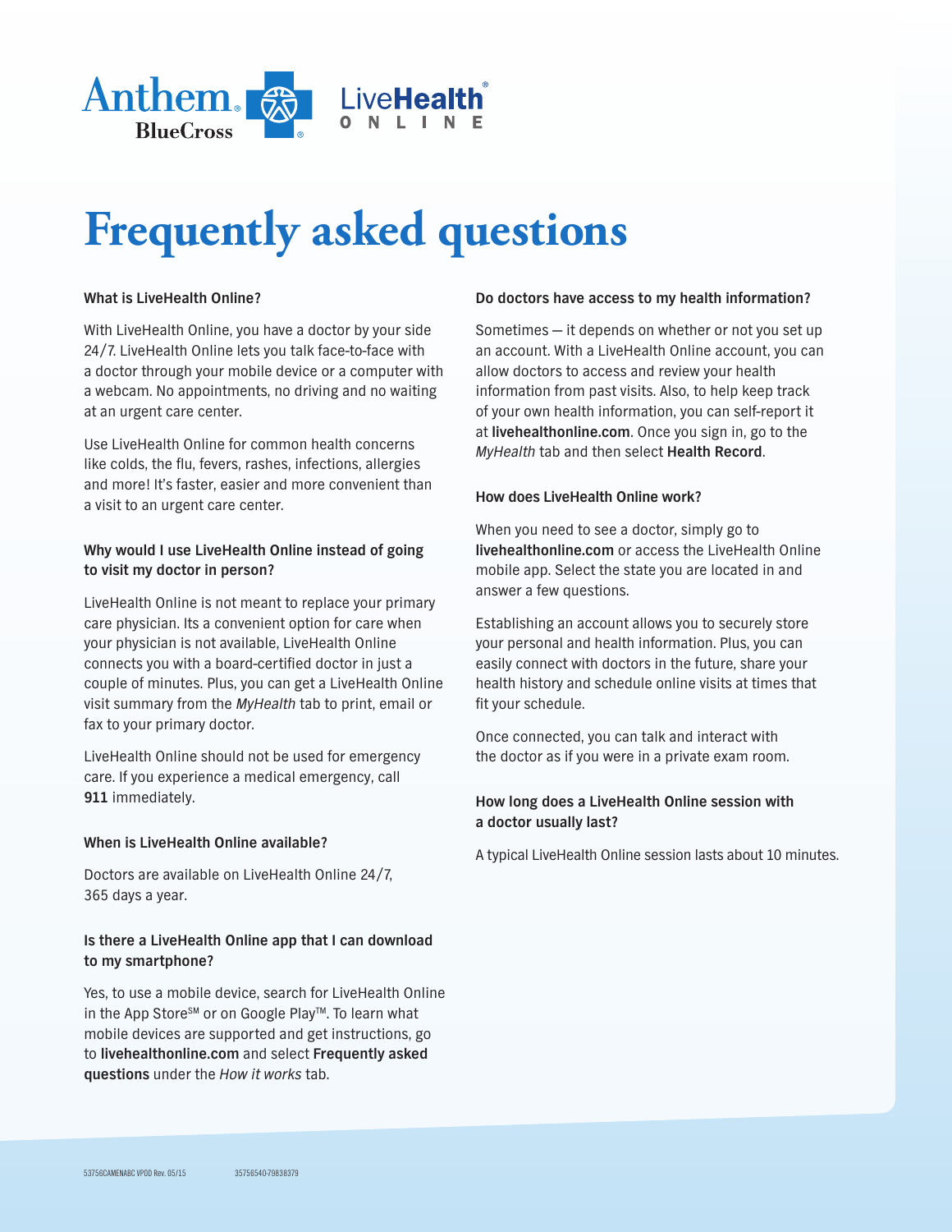# Frequently asked questions

**What is LiveHealth Online?**

With LiveHealth Online, you have a doctor by your side 24/7. LiveHealth Online lets you talk face-to-face with a doctor through your mobile device or a computer with a webcam. No appointments, no driving and no waiting at an urgent care center.

Use LiveHealth Online for common health concerns like colds, the flu, fevers, rashes, infections, allergies and more! It's faster, easier and more convenient than a visit to an urgent care center.

**Why would I use LiveHealth Online instead of going to visit my doctor in person?**

LiveHealth Online is not meant to replace your primary care physician. Its a convenient option for care when your physician is not available, LiveHealth Online connects you with a board-certified doctor in just a couple of minutes. Plus, you can get a LiveHealth Online visit summary from the *MyHealth* tab to print, email or fax to your primary doctor.

LiveHealth Online should not be used for emergency care. If you experience a medical emergency, call **911** immediately.

**When is LiveHealth Online available?**

Doctors are available on LiveHealth Online 24/7, 365 days a year.

**Is there a LiveHealth Online app that I can download to my smartphone?**

Yes, to use a mobile device, search for LiveHealth Online in the App Store℠ or on Google Play™. To learn what mobile devices are supported and get instructions, go to **livehealthonline.com** and select **Frequently asked questions** under the *How it works* tab.

**Do doctors have access to my health information?**

Sometimes — it depends on whether or not you set up an account. With a LiveHealth Online account, you can allow doctors to access and review your health information from past visits. Also, to help keep track of your own health information, you can self-report it at **livehealthonline.com**. Once you sign in, go to the *MyHealth* tab and then select **Health Record**.

**How does LiveHealth Online work?**

When you need to see a doctor, simply go to **livehealthonline.com** or access the LiveHealth Online mobile app. Select the state you are located in and answer a few questions.

Establishing an account allows you to securely store your personal and health information. Plus, you can easily connect with doctors in the future, share your health history and schedule online visits at times that fit your schedule.

Once connected, you can talk and interact with the doctor as if you were in a private exam room.

**How long does a LiveHealth Online session with a doctor usually last?**

A typical LiveHealth Online session lasts about 10 minutes.

53756CAMENABC VPOD Rev. 05/15 35756540-79838379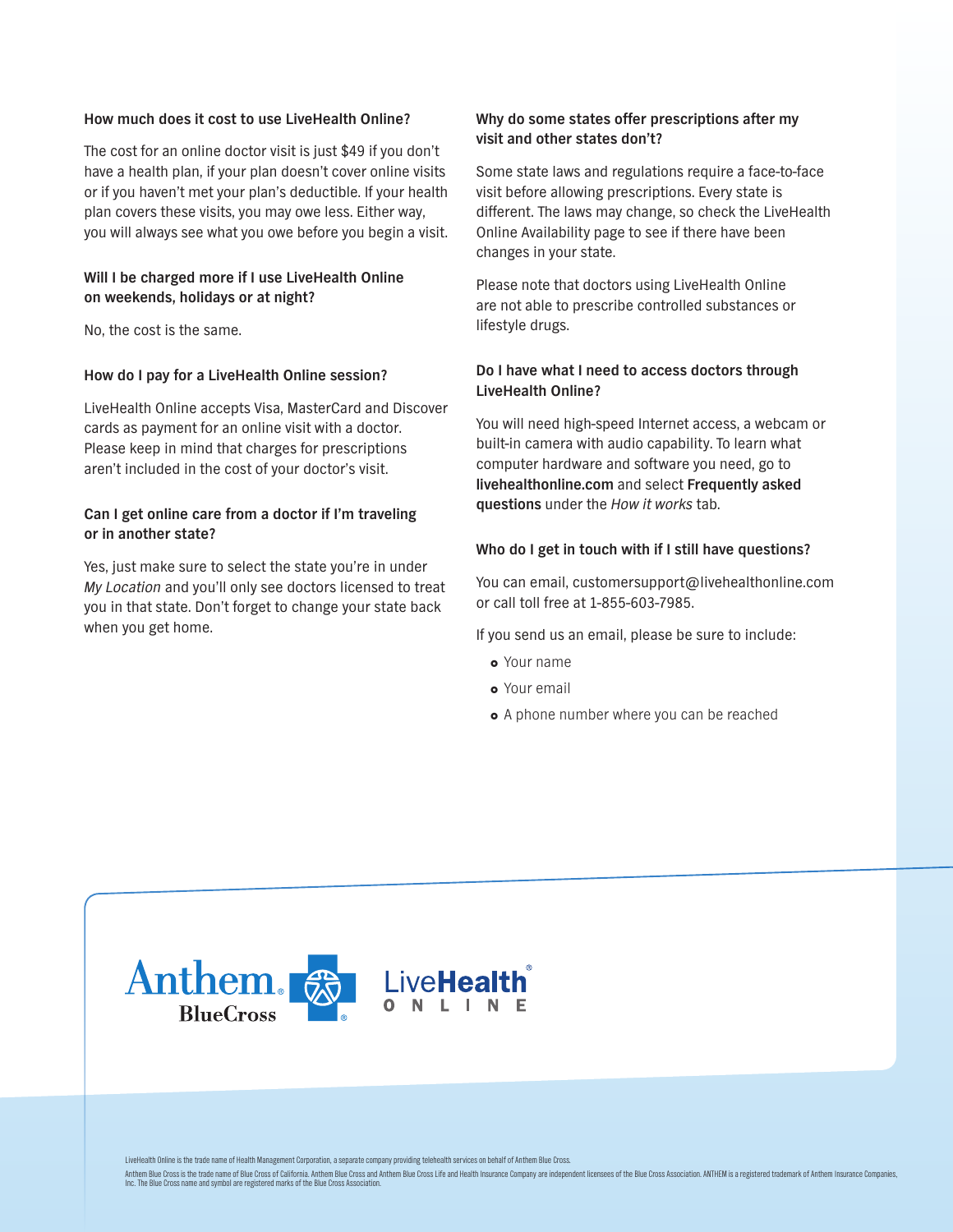### How much does it cost to use LiveHealth Online?

The cost for an online doctor visit is just $49 if you don't have a health plan, if your plan doesn't cover online visits or if you haven't met your plan's deductible. If your health plan covers these visits, you may owe less. Either way, you will always see what you owe before you begin a visit.

### Will I be charged more if I use LiveHealth Online on weekends, holidays or at night?

No, the cost is the same.

### How do I pay for a LiveHealth Online session?

LiveHealth Online accepts Visa, MasterCard and Discover cards as payment for an online visit with a doctor. Please keep in mind that charges for prescriptions aren't included in the cost of your doctor's visit.

### Can I get online care from a doctor if I'm traveling or in another state?

Yes, just make sure to select the state you're in under *My Location* and you'll only see doctors licensed to treat you in that state. Don't forget to change your state back when you get home.

### Why do some states offer prescriptions after my visit and other states don't?

Some state laws and regulations require a face-to-face visit before allowing prescriptions. Every state is different. The laws may change, so check the LiveHealth Online Availability page to see if there have been changes in your state.

Please note that doctors using LiveHealth Online are not able to prescribe controlled substances or lifestyle drugs.

### Do I have what I need to access doctors through LiveHealth Online?

You will need high-speed Internet access, a webcam or built-in camera with audio capability. To learn what computer hardware and software you need, go to **livehealthonline.com** and select **Frequently asked questions** under the *How it works* tab.

### Who do I get in touch with if I still have questions?

You can email, customersupport@livehealthonline.com or call toll free at 1-855-603-7985.

If you send us an email, please be sure to include:

- Your name
- Your email
- A phone number where you can be reached

Anthem BlueCross

LiveHealth ONLINE

LiveHealth Online is the trade name of Health Management Corporation, a separate company providing telehealth services on behalf of Anthem Blue Cross.

Anthem Blue Cross is the trade name of Blue Cross of California. Anthem Blue Cross and Anthem Blue Cross Life and Health Insurance Company are independent licensees of the Blue Cross Association. ANTHEM is a registered trademark of Anthem Insurance Companies, Inc. The Blue Cross name and symbol are registered marks of the Blue Cross Association.